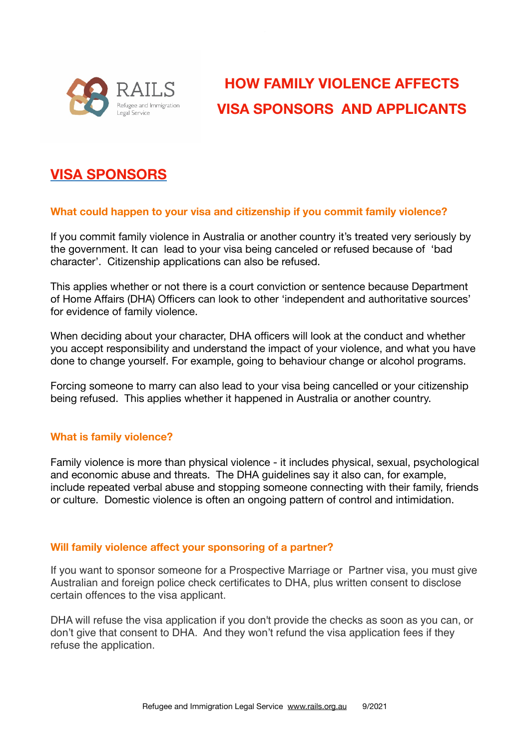# HOW FAMILY VIOLENCE AFFECTS VISA SPONSORS AND APPLICANTS

## VISA SPONSORS

### What could happen to your visa and citizenship if you commit family violence?

If you commit family violence in Australia or another country it's treated very seriously by the government. It can lead to your visa being canceled or refused because of 'bad character'. Citizenship applications can also be refused.

This applies whether or not there is a court conviction or sentence because Department of Home Affairs (DHA) Officers can look to other 'independent and authoritative sources' for evidence of family violence.

When deciding about your character, DHA officers will look at the conduct and whether you accept responsibility and understand the impact of your violence, and what you have done to change yourself. For example, going to behaviour change or alcohol programs.

Forcing someone to marry can also lead to your visa being cancelled or your citizenship being refused. This applies whether it happened in Australia or another country.

### What is family violence?

Family violence is more than physical violence - it includes physical, sexual, psychological and economic abuse and threats. The DHA guidelines say it also can, for example, include repeated verbal abuse and stopping someone connecting with their family, friends or culture. Domestic violence is often an ongoing pattern of control and intimidation.

### Will family violence affect your sponsoring of a partner?

If you want to sponsor someone for a Prospective Marriage or Partner visa, you must give Australian and foreign police check certificates to DHA, plus written consent to disclose certain offences to the visa applicant.

DHA will refuse the visa application if you don't provide the checks as soon as you can, or don't give that consent to DHA. And they won't refund the visa application fees if they refuse the application.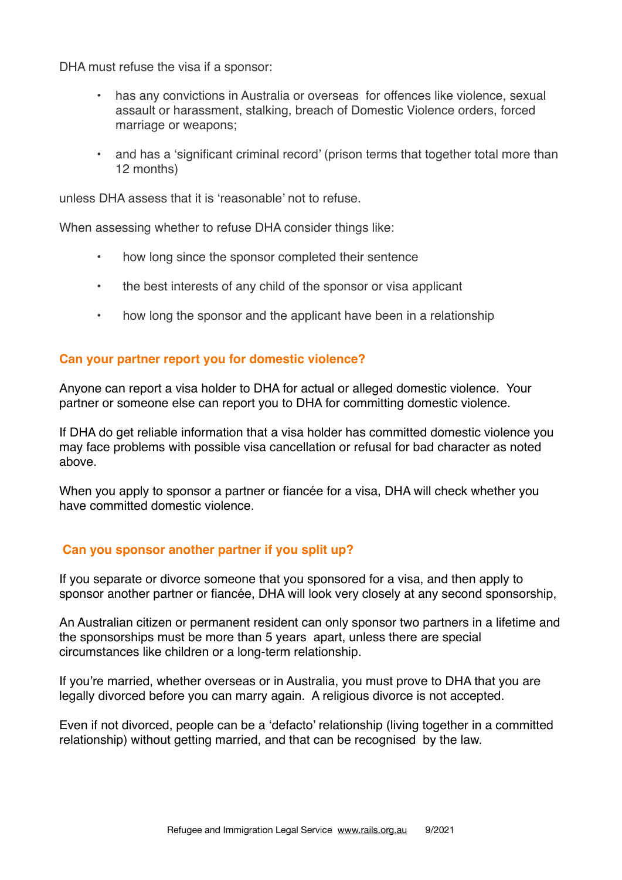DHA must refuse the visa if a sponsor:

- has any convictions in Australia or overseas for offences like violence, sexual assault or harassment, stalking, breach of Domestic Violence orders, forced marriage or weapons;
- and has a 'significant criminal record' (prison terms that together total more than 12 months)

unless DHA assess that it is 'reasonable' not to refuse.

When assessing whether to refuse DHA consider things like:

- how long since the sponsor completed their sentence
- the best interests of any child of the sponsor or visa applicant
- how long the sponsor and the applicant have been in a relationship

## Can your partner report you for domestic violence?

Anyone can report a visa holder to DHA for actual or alleged domestic violence. Your partner or someone else can report you to DHA for committing domestic violence.

If DHA do get reliable information that a visa holder has committed domestic violence you may face problems with possible visa cancellation or refusal for bad character as noted above.

When you apply to sponsor a partner or fiancée for a visa, DHA will check whether you have committed domestic violence.

## Can you sponsor another partner if you split up?

If you separate or divorce someone that you sponsored for a visa, and then apply to sponsor another partner or fiancée, DHA will look very closely at any second sponsorship,

An Australian citizen or permanent resident can only sponsor two partners in a lifetime and the sponsorships must be more than 5 years apart, unless there are special circumstances like children or a long-term relationship.

If you're married, whether overseas or in Australia, you must prove to DHA that you are legally divorced before you can marry again. A religious divorce is not accepted.

Even if not divorced, people can be a 'defacto' relationship (living together in a committed relationship) without getting married, and that can be recognised by the law.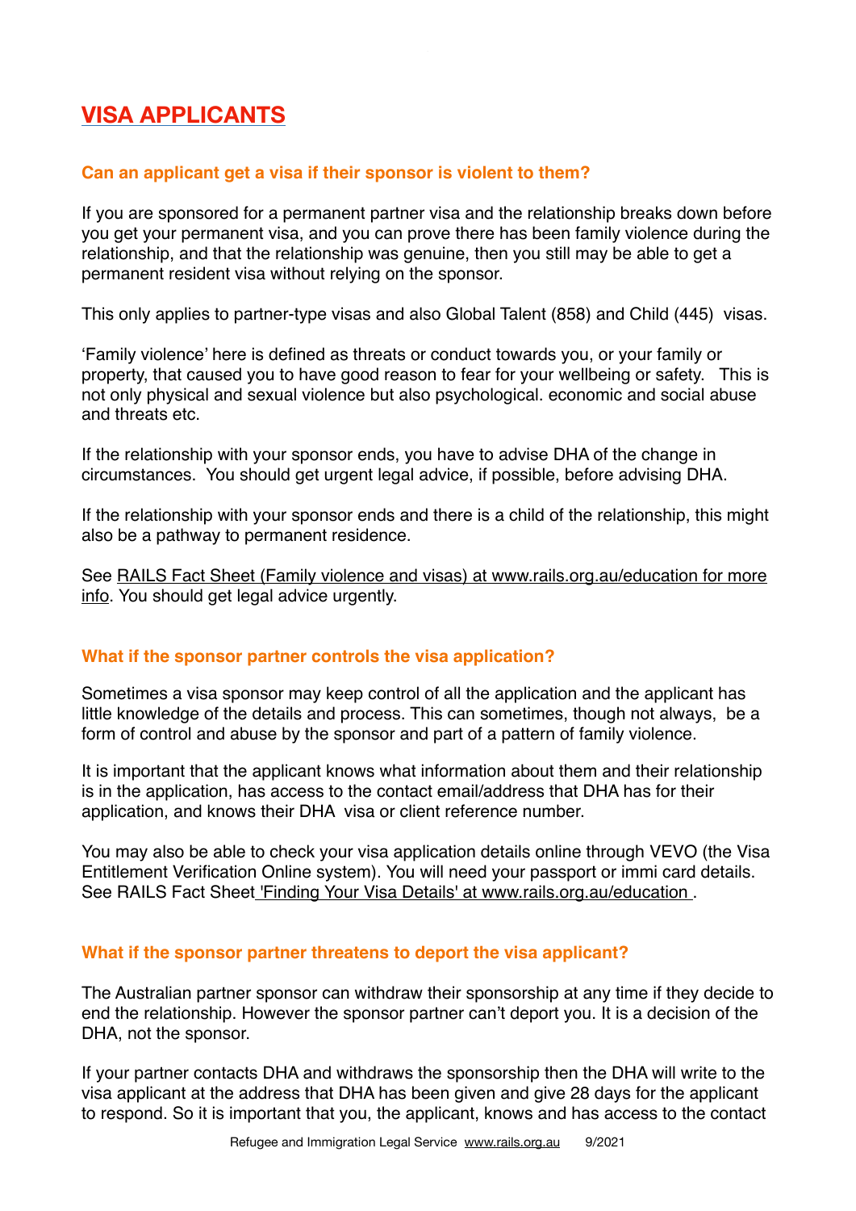# VISA APPLICANTS

### Can an applicant get a visa if their sponsor is violent to them?

If you are sponsored for a permanent partner visa and the relationship breaks down before you get your permanent visa, and you can prove there has been family violence during the relationship, and that the relationship was genuine, then you still may be able to get a permanent resident visa without relying on the sponsor.

This only applies to partner-type visas and also Global Talent (858) and Child (445) visas.

'Family violence' here is defined as threats or conduct towards you, or your family or property, that caused you to have good reason to fear for your wellbeing or safety. This is not only physical and sexual violence but also psychological. economic and social abuse and threats etc.

If the relationship with your sponsor ends, you have to advise DHA of the change in circumstances. You should get urgent legal advice, if possible, before advising DHA.

If the relationship with your sponsor ends and there is a child of the relationship, this might also be a pathway to permanent residence.

See RAILS Fact Sheet (Family violence and visas) at www.rails.org.au/education for more info. You should get legal advice urgently.

### What if the sponsor partner controls the visa application?

Sometimes a visa sponsor may keep control of all the application and the applicant has little knowledge of the details and process. This can sometimes, though not always, be a form of control and abuse by the sponsor and part of a pattern of family violence.

It is important that the applicant knows what information about them and their relationship is in the application, has access to the contact email/address that DHA has for their application, and knows their DHA visa or client reference number.

You may also be able to check your visa application details online through VEVO (the Visa Entitlement Verification Online system). You will need your passport or immi card details. See RAILS Fact Sheet 'Finding Your Visa Details' at www.rails.org.au/education .

### What if the sponsor partner threatens to deport the visa applicant?

The Australian partner sponsor can withdraw their sponsorship at any time if they decide to end the relationship. However the sponsor partner can't deport you. It is a decision of the DHA, not the sponsor.

If your partner contacts DHA and withdraws the sponsorship then the DHA will write to the visa applicant at the address that DHA has been given and give 28 days for the applicant to respond. So it is important that you, the applicant, knows and has access to the contact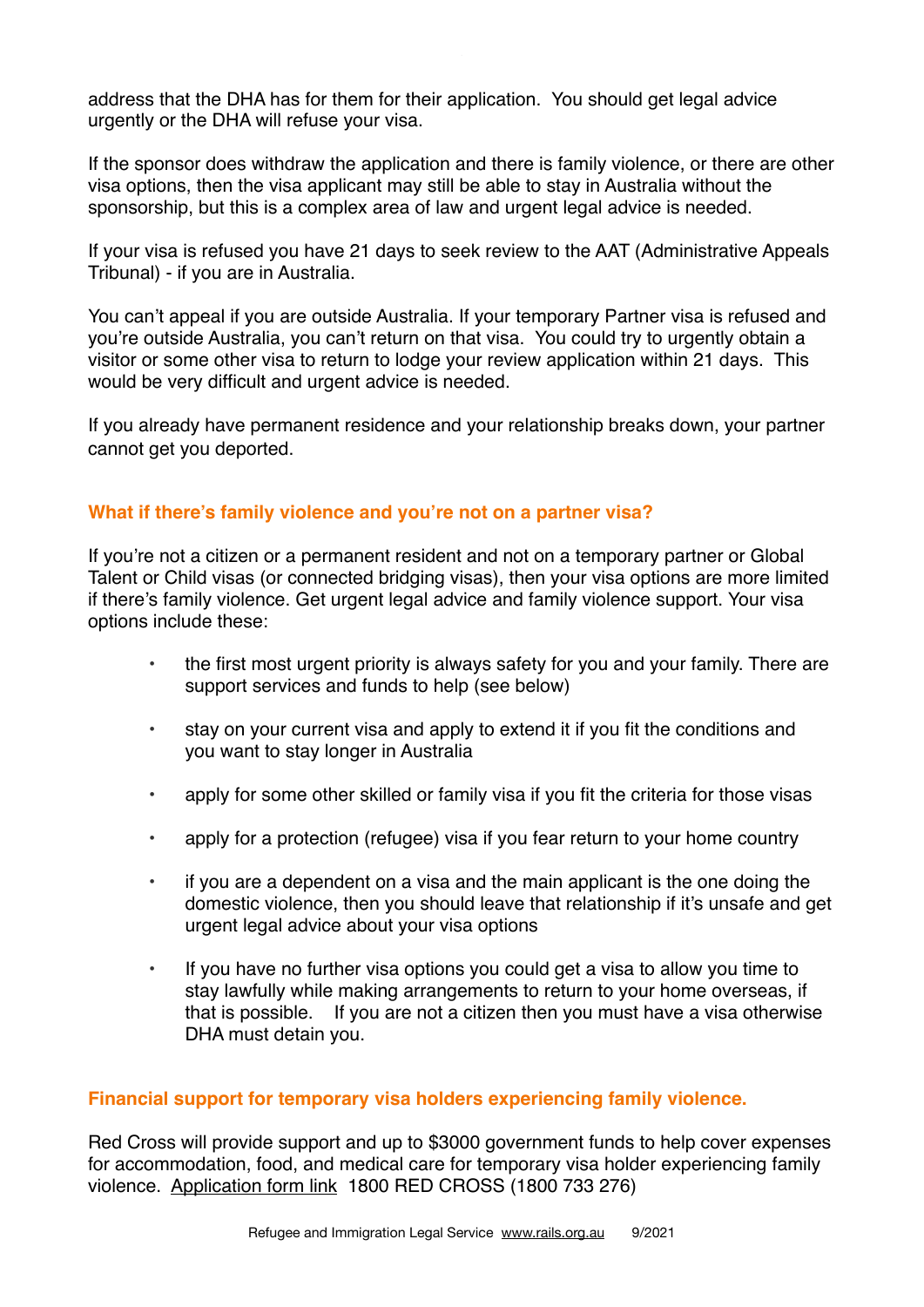address that the DHA has for them for their application. You should get legal advice urgently or the DHA will refuse your visa.

If the sponsor does withdraw the application and there is family violence, or there are other visa options, then the visa applicant may still be able to stay in Australia without the sponsorship, but this is a complex area of law and urgent legal advice is needed.

If your visa is refused you have 21 days to seek review to the AAT (Administrative Appeals Tribunal) - if you are in Australia.

You can't appeal if you are outside Australia. If your temporary Partner visa is refused and you're outside Australia, you can't return on that visa. You could try to urgently obtain a visitor or some other visa to return to lodge your review application within 21 days. This would be very difficult and urgent advice is needed.

If you already have permanent residence and your relationship breaks down, your partner cannot get you deported.

## What if there's family violence and you're not on a partner visa?

If you're not a citizen or a permanent resident and not on a temporary partner or Global Talent or Child visas (or connected bridging visas), then your visa options are more limited if there's family violence. Get urgent legal advice and family violence support. Your visa options include these:

- the first most urgent priority is always safety for you and your family. There are support services and funds to help (see below)
- stay on your current visa and apply to extend it if you fit the conditions and you want to stay longer in Australia
- apply for some other skilled or family visa if you fit the criteria for those visas
- apply for a protection (refugee) visa if you fear return to your home country
- if you are a dependent on a visa and the main applicant is the one doing the domestic violence, then you should leave that relationship if it's unsafe and get urgent legal advice about your visa options
- If you have no further visa options you could get a visa to allow you time to stay lawfully while making arrangements to return to your home overseas, if that is possible. If you are not a citizen then you must have a visa otherwise DHA must detain you.

## Financial support for temporary visa holders experiencing family violence.

Red Cross will provide support and up to $3000 government funds to help cover expenses for accommodation, food, and medical care for temporary visa holder experiencing family violence. Application form link 1800 RED CROSS (1800 733 276)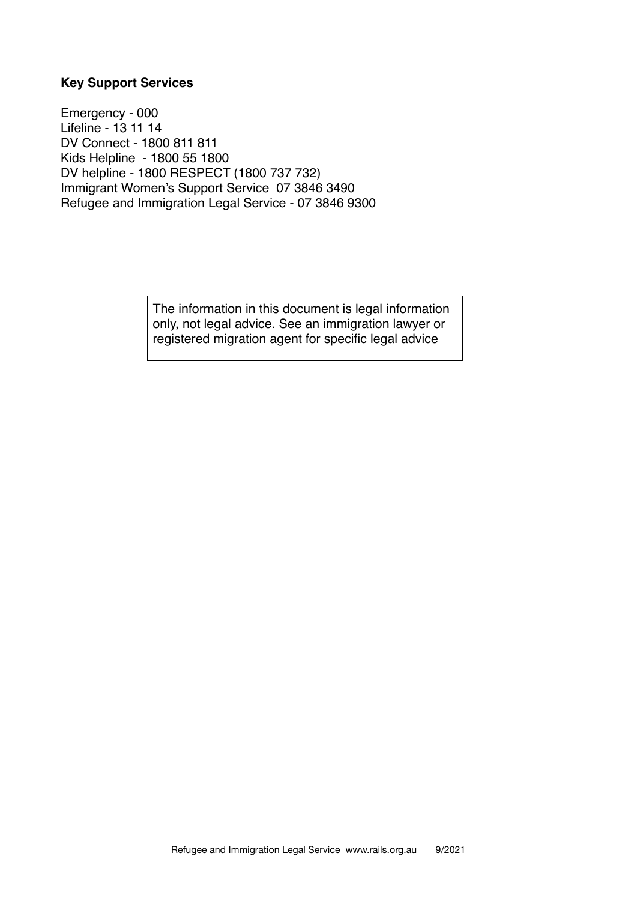**Key Support Services**

Emergency - 000
Lifeline - 13 11 14
DV Connect - 1800 811 811
Kids Helpline - 1800 55 1800
DV helpline - 1800 RESPECT (1800 737 732)
Immigrant Women's Support Service 07 3846 3490
Refugee and Immigration Legal Service - 07 3846 9300

The information in this document is legal information only, not legal advice. See an immigration lawyer or registered migration agent for specific legal advice

Refugee and Immigration Legal Service www.rails.org.au 9/2021